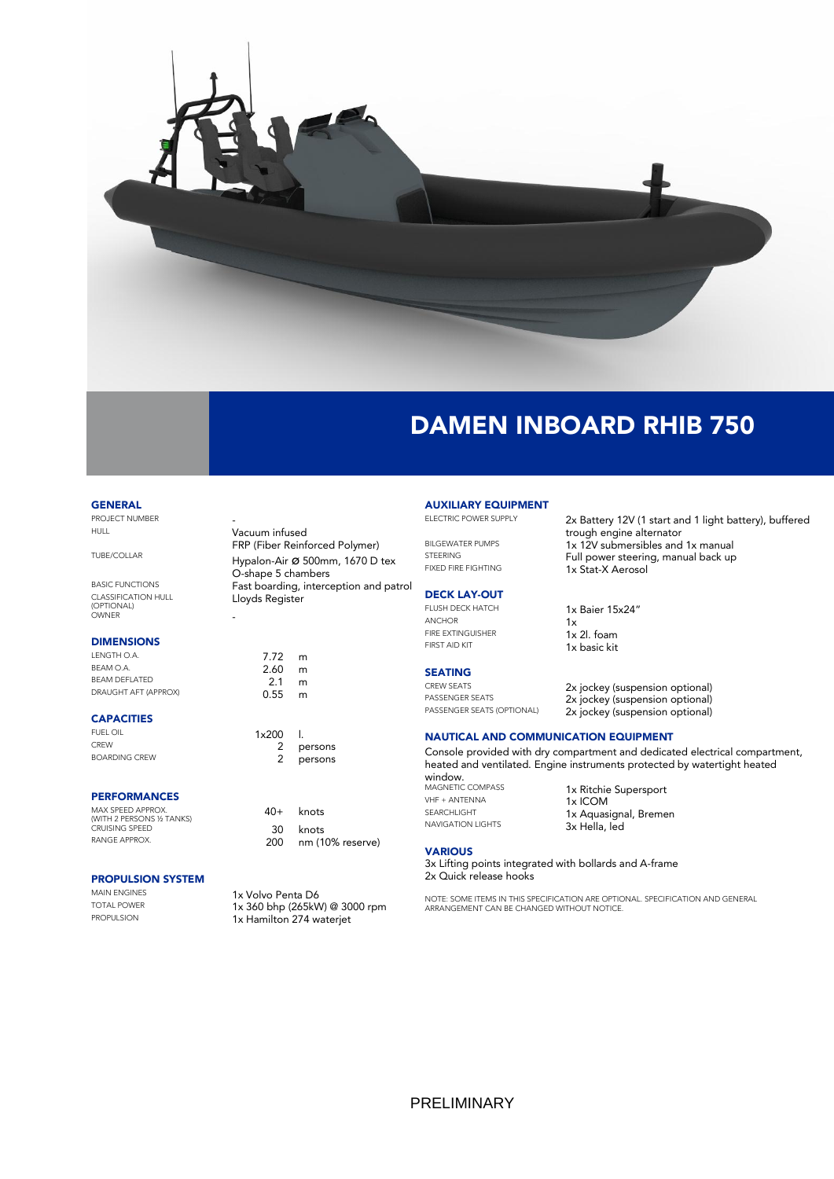# DAMEN INBOARD RHIB 750

## GENERAL

| | |
|---|---|
| PROJECT NUMBER | - |
| HULL | Vacuum infused FRP (Fiber Reinforced Polymer) |
| TUBE/COLLAR | Hypalon-Air Ø 500mm, 1670 D tex O-shape 5 chambers |
| BASIC FUNCTIONS | Fast boarding, interception and patrol |
| CLASSIFICATION HULL (OPTIONAL) | Lloyds Register |
| OWNER | - |

## DIMENSIONS

| | | |
|---|---|---|
| LENGTH O.A. | 7.72 | m |
| BEAM O.A. | 2.60 | m |
| BEAM DEFLATED | 2.1 | m |
| DRAUGHT AFT (APPROX) | 0.55 | m |

## CAPACITIES

| | | |
|---|---|---|
| FUEL OIL | 1x200 | l. |
| CREW | 2 | persons |
| BOARDING CREW | 2 | persons |

## PERFORMANCES

| | | |
|---|---|---|
| MAX SPEED APPROX. (WITH 2 PERSONS ½ TANKS) | 40+ | knots |
| CRUISING SPEED | 30 | knots |
| RANGE APPROX. | 200 | nm (10% reserve) |

## PROPULSION SYSTEM

| | |
|---|---|
| MAIN ENGINES | 1x Volvo Penta D6 |
| TOTAL POWER | 1x 360 bhp (265kW) @ 3000 rpm |
| PROPULSION | 1x Hamilton 274 waterjet |

## AUXILIARY EQUIPMENT

| | |
|---|---|
| ELECTRIC POWER SUPPLY | 2x Battery 12V (1 start and 1 light battery), buffered trough engine alternator |
| BILGEWATER PUMPS | 1x 12V submersibles and 1x manual |
| STEERING | Full power steering, manual back up |
| FIXED FIRE FIGHTING | 1x Stat-X Aerosol |

## DECK LAY-OUT

| | |
|---|---|
| FLUSH DECK HATCH | 1x Baier 15x24" |
| ANCHOR | 1x |
| FIRE EXTINGUISHER | 1x 2l. foam |
| FIRST AID KIT | 1x basic kit |

## SEATING

| | |
|---|---|
| CREW SEATS | 2x jockey (suspension optional) |
| PASSENGER SEATS | 2x jockey (suspension optional) |
| PASSENGER SEATS (OPTIONAL) | 2x jockey (suspension optional) |

## NAUTICAL AND COMMUNICATION EQUIPMENT

Console provided with dry compartment and dedicated electrical compartment, heated and ventilated. Engine instruments protected by watertight heated window.

| | |
|---|---|
| MAGNETIC COMPASS | 1x Ritchie Supersport |
| VHF + ANTENNA | 1x ICOM |
| SEARCHLIGHT | 1x Aquasignal, Bremen |
| NAVIGATION LIGHTS | 3x Hella, led |

## VARIOUS

3x Lifting points integrated with bollards and A-frame
2x Quick release hooks

NOTE: SOME ITEMS IN THIS SPECIFICATION ARE OPTIONAL. SPECIFICATION AND GENERAL ARRANGEMENT CAN BE CHANGED WITHOUT NOTICE.

PRELIMINARY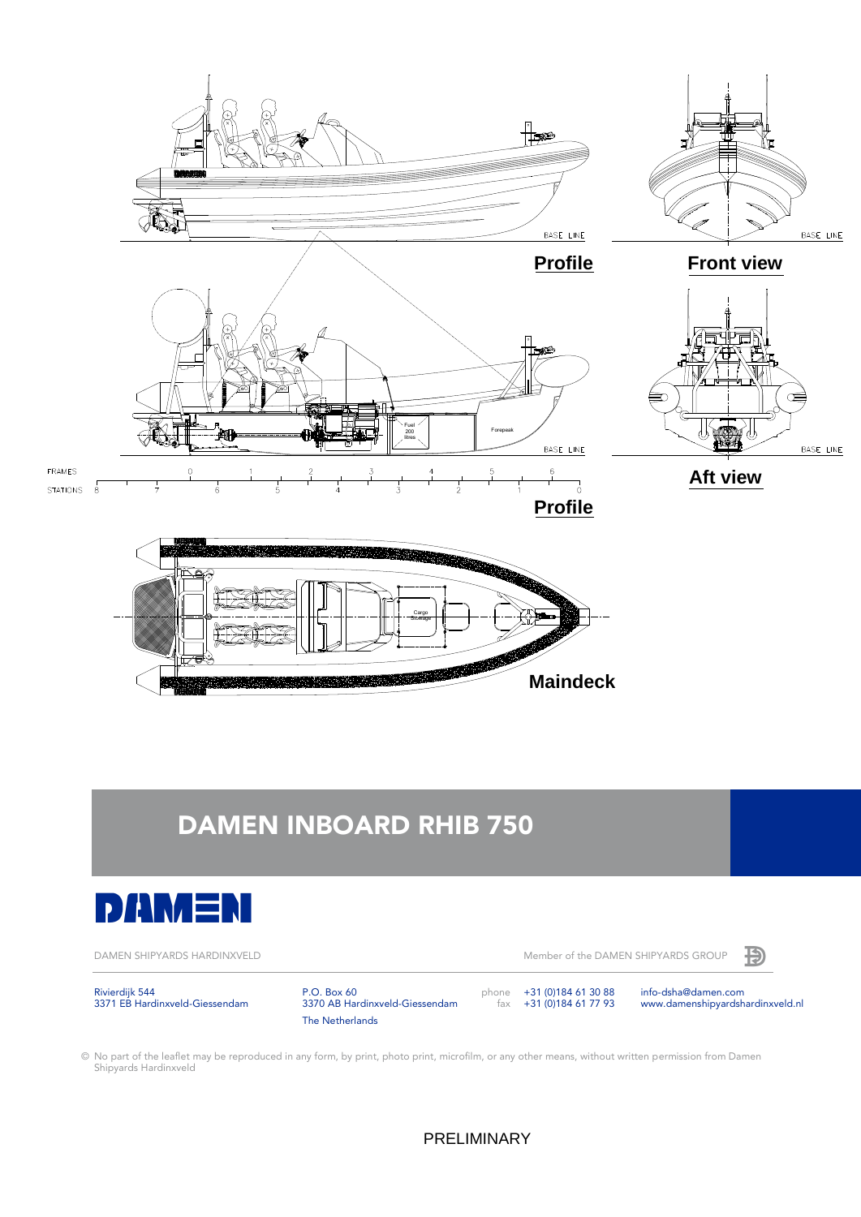BASE LINE

**Profile**

BASE LINE

**Front view**

Fuel 200 litres

Forepeak

BASE LINE

BASE LINE

FRAMES 0 1 2 3 4 5 6

STATIONS 8 7 6 5 4 3 2 1 0

**Profile**

**Aft view**

Cargo Stowage

**Maindeck**

# DAMEN INBOARD RHIB 750

DAMEN

DAMEN SHIPYARDS HARDINXVELD

Member of the DAMEN SHIPYARDS GROUP

Rivierdijk 544
3371 EB Hardinxveld-Giessendam

P.O. Box 60
3370 AB Hardinxveld-Giessendam
The Netherlands

phone +31 (0)184 61 30 88
fax +31 (0)184 61 77 93

info-dsha@damen.com
www.damenshipyardshardinxveld.nl

© No part of the leaflet may be reproduced in any form, by print, photo print, microfilm, or any other means, without written permission from Damen Shipyards Hardinxveld

PRELIMINARY